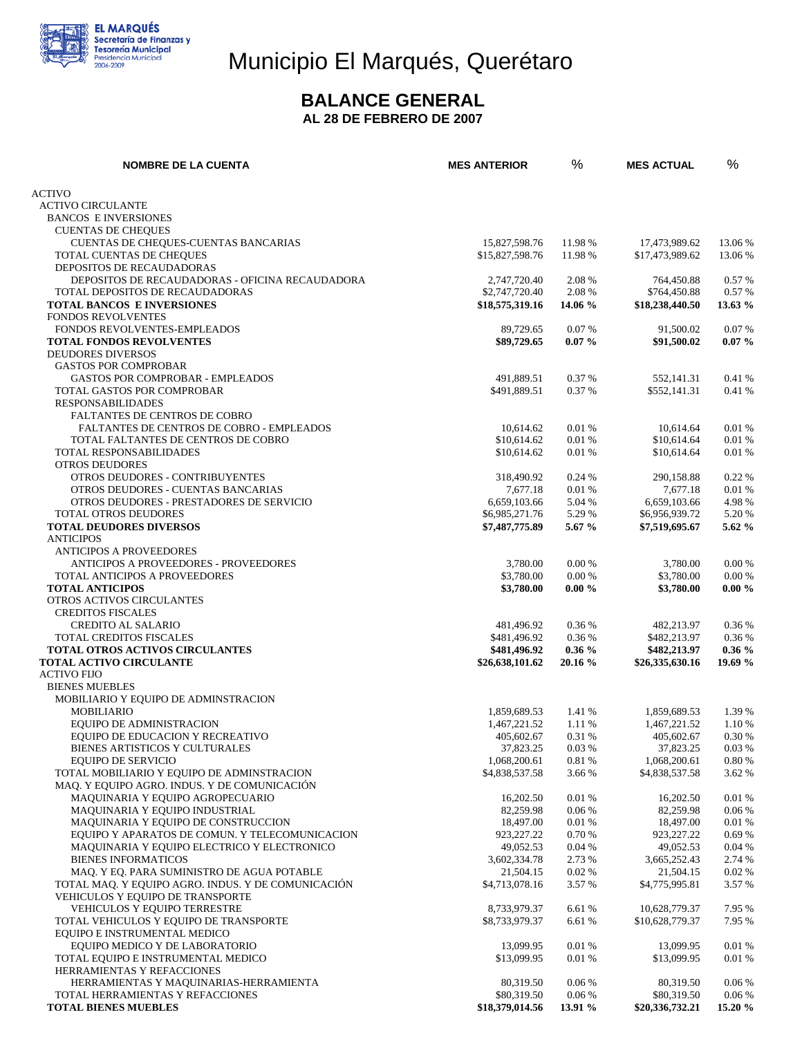EL MARQUÉS
Secretaría de Finanzas y Tesorería Municipal
Presidencia Municipal 2006-2009

# Municipio El Marqués, Querétaro

## BALANCE GENERAL
### AL 28 DE FEBRERO DE 2007

| NOMBRE DE LA CUENTA | MES ANTERIOR | % | MES ACTUAL | % |
|---|---|---|---|---|
| ACTIVO | | | | |
| ACTIVO CIRCULANTE | | | | |
| BANCOS E INVERSIONES | | | | |
| CUENTAS DE CHEQUES | | | | |
| CUENTAS DE CHEQUES-CUENTAS BANCARIAS | 15,827,598.76 | 11.98 % | 17,473,989.62 | 13.06 % |
| TOTAL CUENTAS DE CHEQUES | $15,827,598.76 | 11.98 % | $17,473,989.62 | 13.06 % |
| DEPOSITOS DE RECAUDADORAS | | | | |
| DEPOSITOS DE RECAUDADORAS - OFICINA RECAUDADORA | 2,747,720.40 | 2.08 % | 764,450.88 | 0.57 % |
| TOTAL DEPOSITOS DE RECAUDADORAS | $2,747,720.40 | 2.08 % | $764,450.88 | 0.57 % |
| **TOTAL BANCOS E INVERSIONES** | **$18,575,319.16** | **14.06 %** | **$18,238,440.50** | **13.63 %** |
| FONDOS REVOLVENTES | | | | |
| FONDOS REVOLVENTES-EMPLEADOS | 89,729.65 | 0.07 % | 91,500.02 | 0.07 % |
| **TOTAL FONDOS REVOLVENTES** | **$89,729.65** | **0.07 %** | **$91,500.02** | **0.07 %** |
| DEUDORES DIVERSOS | | | | |
| GASTOS POR COMPROBAR | | | | |
| GASTOS POR COMPROBAR - EMPLEADOS | 491,889.51 | 0.37 % | 552,141.31 | 0.41 % |
| TOTAL GASTOS POR COMPROBAR | $491,889.51 | 0.37 % | $552,141.31 | 0.41 % |
| RESPONSABILIDADES | | | | |
| FALTANTES DE CENTROS DE COBRO | | | | |
| FALTANTES DE CENTROS DE COBRO - EMPLEADOS | 10,614.62 | 0.01 % | 10,614.64 | 0.01 % |
| TOTAL FALTANTES DE CENTROS DE COBRO | $10,614.62 | 0.01 % | $10,614.64 | 0.01 % |
| TOTAL RESPONSABILIDADES | $10,614.62 | 0.01 % | $10,614.64 | 0.01 % |
| OTROS DEUDORES | | | | |
| OTROS DEUDORES - CONTRIBUYENTES | 318,490.92 | 0.24 % | 290,158.88 | 0.22 % |
| OTROS DEUDORES - CUENTAS BANCARIAS | 7,677.18 | 0.01 % | 7,677.18 | 0.01 % |
| OTROS DEUDORES - PRESTADORES DE SERVICIO | 6,659,103.66 | 5.04 % | 6,659,103.66 | 4.98 % |
| TOTAL OTROS DEUDORES | $6,985,271.76 | 5.29 % | $6,956,939.72 | 5.20 % |
| **TOTAL DEUDORES DIVERSOS** | **$7,487,775.89** | **5.67 %** | **$7,519,695.67** | **5.62 %** |
| ANTICIPOS | | | | |
| ANTICIPOS A PROVEEDORES | | | | |
| ANTICIPOS A PROVEEDORES - PROVEEDORES | 3,780.00 | 0.00 % | 3,780.00 | 0.00 % |
| TOTAL ANTICIPOS A PROVEEDORES | $3,780.00 | 0.00 % | $3,780.00 | 0.00 % |
| **TOTAL ANTICIPOS** | **$3,780.00** | **0.00 %** | **$3,780.00** | **0.00 %** |
| OTROS ACTIVOS CIRCULANTES | | | | |
| CREDITOS FISCALES | | | | |
| CREDITO AL SALARIO | 481,496.92 | 0.36 % | 482,213.97 | 0.36 % |
| TOTAL CREDITOS FISCALES | $481,496.92 | 0.36 % | $482,213.97 | 0.36 % |
| **TOTAL OTROS ACTIVOS CIRCULANTES** | **$481,496.92** | **0.36 %** | **$482,213.97** | **0.36 %** |
| **TOTAL ACTIVO CIRCULANTE** | **$26,638,101.62** | **20.16 %** | **$26,335,630.16** | **19.69 %** |
| ACTIVO FIJO | | | | |
| BIENES MUEBLES | | | | |
| MOBILIARIO Y EQUIPO DE ADMINSTRACION | | | | |
| MOBILIARIO | 1,859,689.53 | 1.41 % | 1,859,689.53 | 1.39 % |
| EQUIPO DE ADMINISTRACION | 1,467,221.52 | 1.11 % | 1,467,221.52 | 1.10 % |
| EQUIPO DE EDUCACION Y RECREATIVO | 405,602.67 | 0.31 % | 405,602.67 | 0.30 % |
| BIENES ARTISTICOS Y CULTURALES | 37,823.25 | 0.03 % | 37,823.25 | 0.03 % |
| EQUIPO DE SERVICIO | 1,068,200.61 | 0.81 % | 1,068,200.61 | 0.80 % |
| TOTAL MOBILIARIO Y EQUIPO DE ADMINSTRACION | $4,838,537.58 | 3.66 % | $4,838,537.58 | 3.62 % |
| MAQ. Y EQUIPO AGRO. INDUS. Y DE COMUNICACIÓN | | | | |
| MAQUINARIA Y EQUIPO AGROPECUARIO | 16,202.50 | 0.01 % | 16,202.50 | 0.01 % |
| MAQUINARIA Y EQUIPO INDUSTRIAL | 82,259.98 | 0.06 % | 82,259.98 | 0.06 % |
| MAQUINARIA Y EQUIPO DE CONSTRUCCION | 18,497.00 | 0.01 % | 18,497.00 | 0.01 % |
| EQUIPO Y APARATOS DE COMUN. Y TELECOMUNICACION | 923,227.22 | 0.70 % | 923,227.22 | 0.69 % |
| MAQUINARIA Y EQUIPO ELECTRICO Y ELECTRONICO | 49,052.53 | 0.04 % | 49,052.53 | 0.04 % |
| BIENES INFORMATICOS | 3,602,334.78 | 2.73 % | 3,665,252.43 | 2.74 % |
| MAQ. Y EQ. PARA SUMINISTRO DE AGUA POTABLE | 21,504.15 | 0.02 % | 21,504.15 | 0.02 % |
| TOTAL MAQ. Y EQUIPO AGRO. INDUS. Y DE COMUNICACIÓN | $4,713,078.16 | 3.57 % | $4,775,995.81 | 3.57 % |
| VEHICULOS Y EQUIPO DE TRANSPORTE | | | | |
| VEHICULOS Y EQUIPO TERRESTRE | 8,733,979.37 | 6.61 % | 10,628,779.37 | 7.95 % |
| TOTAL VEHICULOS Y EQUIPO DE TRANSPORTE | $8,733,979.37 | 6.61 % | $10,628,779.37 | 7.95 % |
| EQUIPO E INSTRUMENTAL MEDICO | | | | |
| EQUIPO MEDICO Y DE LABORATORIO | 13,099.95 | 0.01 % | 13,099.95 | 0.01 % |
| TOTAL EQUIPO E INSTRUMENTAL MEDICO | $13,099.95 | 0.01 % | $13,099.95 | 0.01 % |
| HERRAMIENTAS Y REFACCIONES | | | | |
| HERRAMIENTAS Y MAQUINARIAS-HERRAMIENTA | 80,319.50 | 0.06 % | 80,319.50 | 0.06 % |
| TOTAL HERRAMIENTAS Y REFACCIONES | $80,319.50 | 0.06 % | $80,319.50 | 0.06 % |
| **TOTAL BIENES MUEBLES** | **$18,379,014.56** | **13.91 %** | **$20,336,732.21** | **15.20 %** |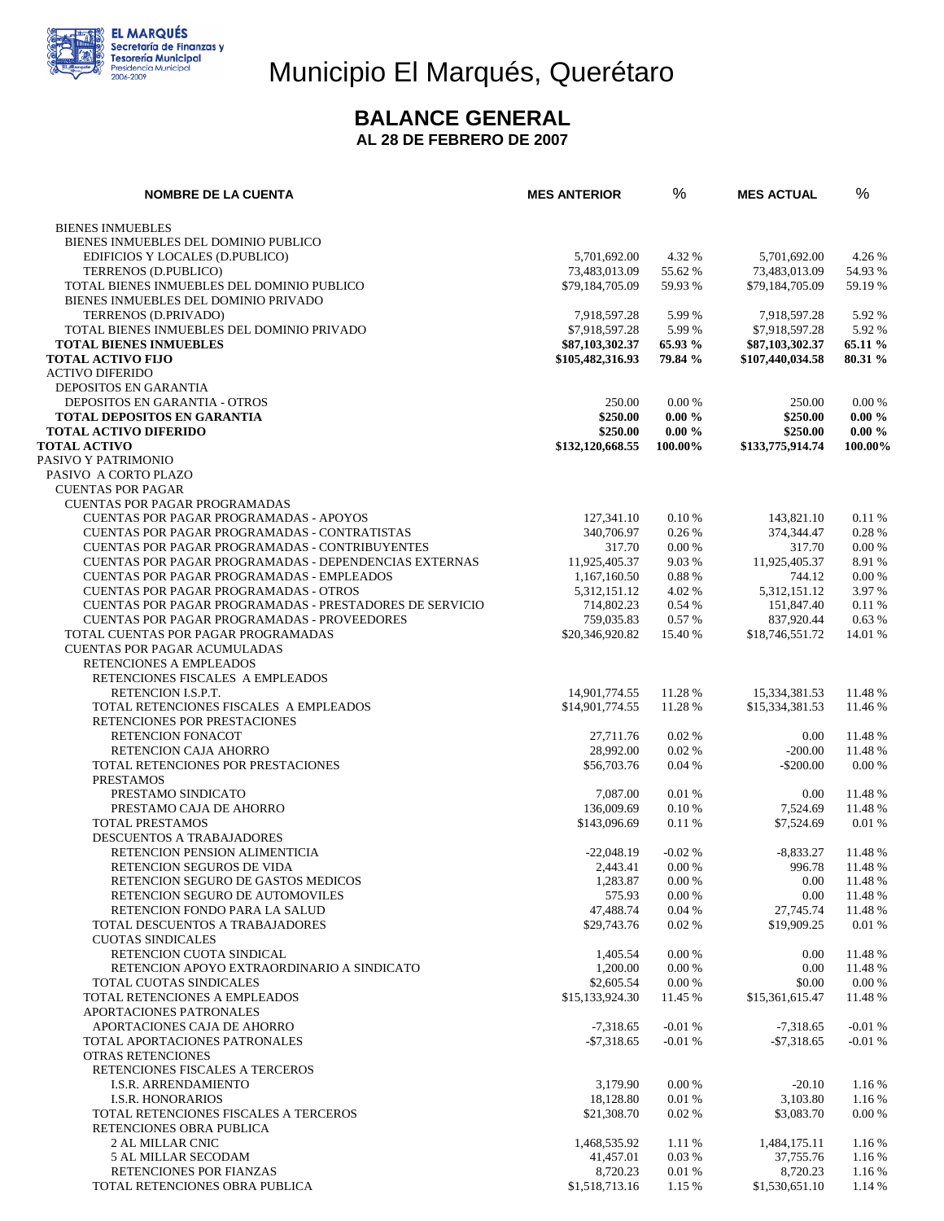# Municipio El Marqués, Querétaro

## BALANCE GENERAL

### AL 28 DE FEBRERO DE 2007

| NOMBRE DE LA CUENTA | MES ANTERIOR | % | MES ACTUAL | % |
|---|---|---|---|---|
| BIENES INMUEBLES | | | | |
| BIENES INMUEBLES DEL DOMINIO PUBLICO | | | | |
| EDIFICIOS Y LOCALES (D.PUBLICO) | 5,701,692.00 | 4.32 % | 5,701,692.00 | 4.26 % |
| TERRENOS (D.PUBLICO) | 73,483,013.09 | 55.62 % | 73,483,013.09 | 54.93 % |
| TOTAL BIENES INMUEBLES DEL DOMINIO PUBLICO | $79,184,705.09 | 59.93 % | $79,184,705.09 | 59.19 % |
| BIENES INMUEBLES DEL DOMINIO PRIVADO | | | | |
| TERRENOS (D.PRIVADO) | 7,918,597.28 | 5.99 % | 7,918,597.28 | 5.92 % |
| TOTAL BIENES INMUEBLES DEL DOMINIO PRIVADO | $7,918,597.28 | 5.99 % | $7,918,597.28 | 5.92 % |
| **TOTAL BIENES INMUEBLES** | **$87,103,302.37** | **65.93 %** | **$87,103,302.37** | **65.11 %** |
| **TOTAL ACTIVO FIJO** | **$105,482,316.93** | **79.84 %** | **$107,440,034.58** | **80.31 %** |
| ACTIVO DIFERIDO | | | | |
| DEPOSITOS EN GARANTIA | | | | |
| DEPOSITOS EN GARANTIA - OTROS | 250.00 | 0.00 % | 250.00 | 0.00 % |
| **TOTAL DEPOSITOS EN GARANTIA** | **$250.00** | **0.00 %** | **$250.00** | **0.00 %** |
| **TOTAL ACTIVO DIFERIDO** | **$250.00** | **0.00 %** | **$250.00** | **0.00 %** |
| **TOTAL ACTIVO** | **$132,120,668.55** | **100.00%** | **$133,775,914.74** | **100.00%** |
| PASIVO Y PATRIMONIO | | | | |
| PASIVO A CORTO PLAZO | | | | |
| CUENTAS POR PAGAR | | | | |
| CUENTAS POR PAGAR PROGRAMADAS | | | | |
| CUENTAS POR PAGAR PROGRAMADAS - APOYOS | 127,341.10 | 0.10 % | 143,821.10 | 0.11 % |
| CUENTAS POR PAGAR PROGRAMADAS - CONTRATISTAS | 340,706.97 | 0.26 % | 374,344.47 | 0.28 % |
| CUENTAS POR PAGAR PROGRAMADAS - CONTRIBUYENTES | 317.70 | 0.00 % | 317.70 | 0.00 % |
| CUENTAS POR PAGAR PROGRAMADAS - DEPENDENCIAS EXTERNAS | 11,925,405.37 | 9.03 % | 11,925,405.37 | 8.91 % |
| CUENTAS POR PAGAR PROGRAMADAS - EMPLEADOS | 1,167,160.50 | 0.88 % | 744.12 | 0.00 % |
| CUENTAS POR PAGAR PROGRAMADAS - OTROS | 5,312,151.12 | 4.02 % | 5,312,151.12 | 3.97 % |
| CUENTAS POR PAGAR PROGRAMADAS - PRESTADORES DE SERVICIO | 714,802.23 | 0.54 % | 151,847.40 | 0.11 % |
| CUENTAS POR PAGAR PROGRAMADAS - PROVEEDORES | 759,035.83 | 0.57 % | 837,920.44 | 0.63 % |
| TOTAL CUENTAS POR PAGAR PROGRAMADAS | $20,346,920.82 | 15.40 % | $18,746,551.72 | 14.01 % |
| CUENTAS POR PAGAR ACUMULADAS | | | | |
| RETENCIONES A EMPLEADOS | | | | |
| RETENCIONES FISCALES A EMPLEADOS | | | | |
| RETENCION I.S.P.T. | 14,901,774.55 | 11.28 % | 15,334,381.53 | 11.48 % |
| TOTAL RETENCIONES FISCALES A EMPLEADOS | $14,901,774.55 | 11.28 % | $15,334,381.53 | 11.46 % |
| RETENCIONES POR PRESTACIONES | | | | |
| RETENCION FONACOT | 27,711.76 | 0.02 % | 0.00 | 11.48 % |
| RETENCION CAJA AHORRO | 28,992.00 | 0.02 % | -200.00 | 11.48 % |
| TOTAL RETENCIONES POR PRESTACIONES | $56,703.76 | 0.04 % | -$200.00 | 0.00 % |
| PRESTAMOS | | | | |
| PRESTAMO SINDICATO | 7,087.00 | 0.01 % | 0.00 | 11.48 % |
| PRESTAMO CAJA DE AHORRO | 136,009.69 | 0.10 % | 7,524.69 | 11.48 % |
| TOTAL PRESTAMOS | $143,096.69 | 0.11 % | $7,524.69 | 0.01 % |
| DESCUENTOS A TRABAJADORES | | | | |
| RETENCION PENSION ALIMENTICIA | -22,048.19 | -0.02 % | -8,833.27 | 11.48 % |
| RETENCION SEGUROS DE VIDA | 2,443.41 | 0.00 % | 996.78 | 11.48 % |
| RETENCION SEGURO DE GASTOS MEDICOS | 1,283.87 | 0.00 % | 0.00 | 11.48 % |
| RETENCION SEGURO DE AUTOMOVILES | 575.93 | 0.00 % | 0.00 | 11.48 % |
| RETENCION FONDO PARA LA SALUD | 47,488.74 | 0.04 % | 27,745.74 | 11.48 % |
| TOTAL DESCUENTOS A TRABAJADORES | $29,743.76 | 0.02 % | $19,909.25 | 0.01 % |
| CUOTAS SINDICALES | | | | |
| RETENCION CUOTA SINDICAL | 1,405.54 | 0.00 % | 0.00 | 11.48 % |
| RETENCION APOYO EXTRAORDINARIO A SINDICATO | 1,200.00 | 0.00 % | 0.00 | 11.48 % |
| TOTAL CUOTAS SINDICALES | $2,605.54 | 0.00 % | $0.00 | 0.00 % |
| TOTAL RETENCIONES A EMPLEADOS | $15,133,924.30 | 11.45 % | $15,361,615.47 | 11.48 % |
| APORTACIONES PATRONALES | | | | |
| APORTACIONES CAJA DE AHORRO | -7,318.65 | -0.01 % | -7,318.65 | -0.01 % |
| TOTAL APORTACIONES PATRONALES | -$7,318.65 | -0.01 % | -$7,318.65 | -0.01 % |
| OTRAS RETENCIONES | | | | |
| RETENCIONES FISCALES A TERCEROS | | | | |
| I.S.R. ARRENDAMIENTO | 3,179.90 | 0.00 % | -20.10 | 1.16 % |
| I.S.R. HONORARIOS | 18,128.80 | 0.01 % | 3,103.80 | 1.16 % |
| TOTAL RETENCIONES FISCALES A TERCEROS | $21,308.70 | 0.02 % | $3,083.70 | 0.00 % |
| RETENCIONES OBRA PUBLICA | | | | |
| 2 AL MILLAR CNIC | 1,468,535.92 | 1.11 % | 1,484,175.11 | 1.16 % |
| 5 AL MILLAR SECODAM | 41,457.01 | 0.03 % | 37,755.76 | 1.16 % |
| RETENCIONES POR FIANZAS | 8,720.23 | 0.01 % | 8,720.23 | 1.16 % |
| TOTAL RETENCIONES OBRA PUBLICA | $1,518,713.16 | 1.15 % | $1,530,651.10 | 1.14 % |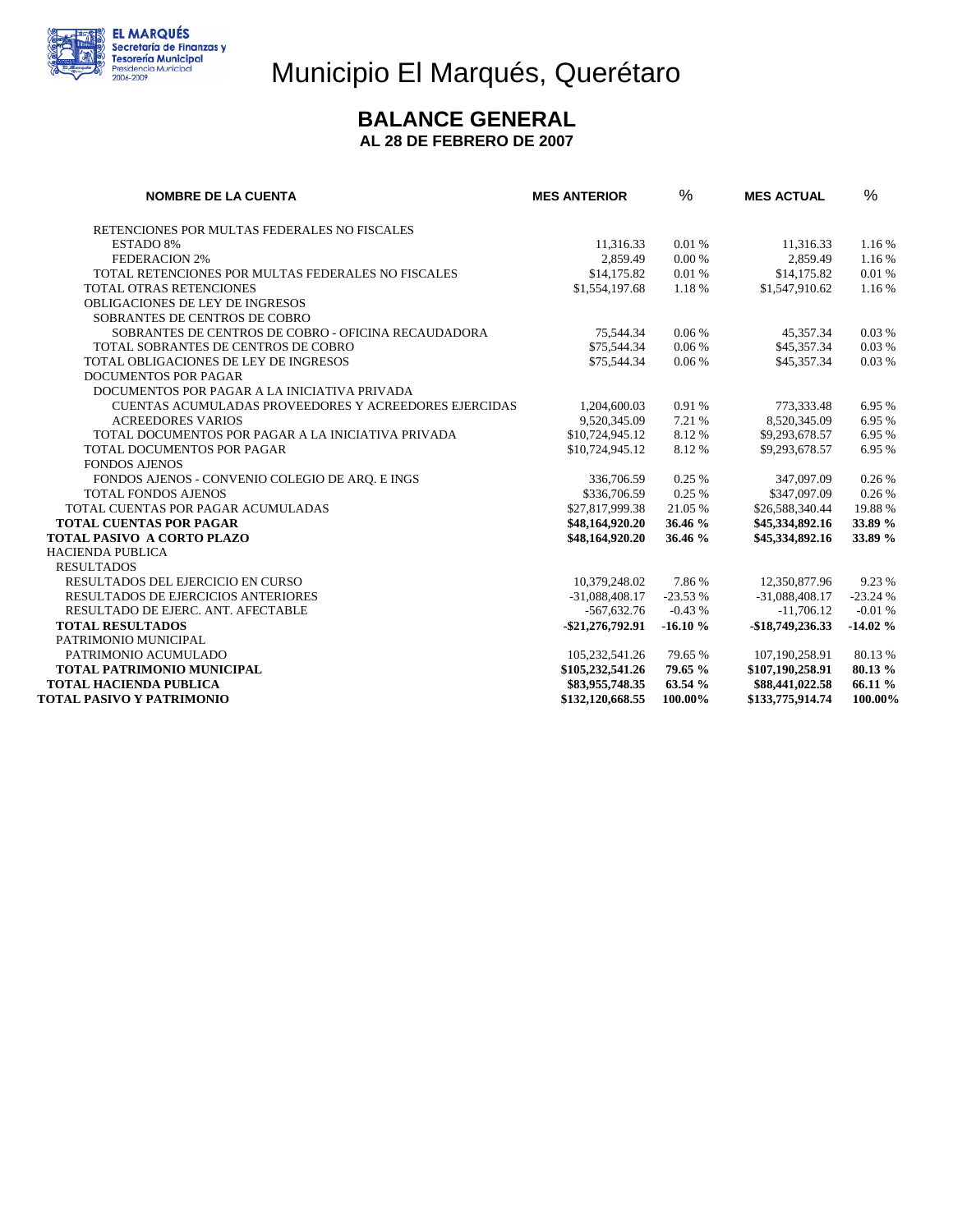# Municipio El Marqués, Querétaro

## BALANCE GENERAL

### AL 28 DE FEBRERO DE 2007

| NOMBRE DE LA CUENTA | MES ANTERIOR | % | MES ACTUAL | % |
|---|---|---|---|---|
| RETENCIONES POR MULTAS FEDERALES NO FISCALES | | | | |
| ESTADO 8% | 11,316.33 | 0.01 % | 11,316.33 | 1.16 % |
| FEDERACION 2% | 2,859.49 | 0.00 % | 2,859.49 | 1.16 % |
| TOTAL RETENCIONES POR MULTAS FEDERALES NO FISCALES | $14,175.82 | 0.01 % | $14,175.82 | 0.01 % |
| TOTAL OTRAS RETENCIONES | $1,554,197.68 | 1.18 % | $1,547,910.62 | 1.16 % |
| OBLIGACIONES DE LEY DE INGRESOS | | | | |
| SOBRANTES DE CENTROS DE COBRO | | | | |
| SOBRANTES DE CENTROS DE COBRO - OFICINA RECAUDADORA | 75,544.34 | 0.06 % | 45,357.34 | 0.03 % |
| TOTAL SOBRANTES DE CENTROS DE COBRO | $75,544.34 | 0.06 % | $45,357.34 | 0.03 % |
| TOTAL OBLIGACIONES DE LEY DE INGRESOS | $75,544.34 | 0.06 % | $45,357.34 | 0.03 % |
| DOCUMENTOS POR PAGAR | | | | |
| DOCUMENTOS POR PAGAR A LA INICIATIVA PRIVADA | | | | |
| CUENTAS ACUMULADAS PROVEEDORES Y ACREEDORES EJERCIDAS | 1,204,600.03 | 0.91 % | 773,333.48 | 6.95 % |
| ACREEDORES VARIOS | 9,520,345.09 | 7.21 % | 8,520,345.09 | 6.95 % |
| TOTAL DOCUMENTOS POR PAGAR A LA INICIATIVA PRIVADA | $10,724,945.12 | 8.12 % | $9,293,678.57 | 6.95 % |
| TOTAL DOCUMENTOS POR PAGAR | $10,724,945.12 | 8.12 % | $9,293,678.57 | 6.95 % |
| FONDOS AJENOS | | | | |
| FONDOS AJENOS - CONVENIO COLEGIO DE ARQ. E INGS | 336,706.59 | 0.25 % | 347,097.09 | 0.26 % |
| TOTAL FONDOS AJENOS | $336,706.59 | 0.25 % | $347,097.09 | 0.26 % |
| TOTAL CUENTAS POR PAGAR ACUMULADAS | $27,817,999.38 | 21.05 % | $26,588,340.44 | 19.88 % |
| **TOTAL CUENTAS POR PAGAR** | **$48,164,920.20** | **36.46 %** | **$45,334,892.16** | **33.89 %** |
| **TOTAL PASIVO A CORTO PLAZO** | **$48,164,920.20** | **36.46 %** | **$45,334,892.16** | **33.89 %** |
| HACIENDA PUBLICA | | | | |
| RESULTADOS | | | | |
| RESULTADOS DEL EJERCICIO EN CURSO | 10,379,248.02 | 7.86 % | 12,350,877.96 | 9.23 % |
| RESULTADOS DE EJERCICIOS ANTERIORES | -31,088,408.17 | -23.53 % | -31,088,408.17 | -23.24 % |
| RESULTADO DE EJERC. ANT. AFECTABLE | -567,632.76 | -0.43 % | -11,706.12 | -0.01 % |
| **TOTAL RESULTADOS** | **-$21,276,792.91** | **-16.10 %** | **-$18,749,236.33** | **-14.02 %** |
| PATRIMONIO MUNICIPAL | | | | |
| PATRIMONIO ACUMULADO | 105,232,541.26 | 79.65 % | 107,190,258.91 | 80.13 % |
| **TOTAL PATRIMONIO MUNICIPAL** | **$105,232,541.26** | **79.65 %** | **$107,190,258.91** | **80.13 %** |
| **TOTAL HACIENDA PUBLICA** | **$83,955,748.35** | **63.54 %** | **$88,441,022.58** | **66.11 %** |
| **TOTAL PASIVO Y PATRIMONIO** | **$132,120,668.55** | **100.00%** | **$133,775,914.74** | **100.00%** |